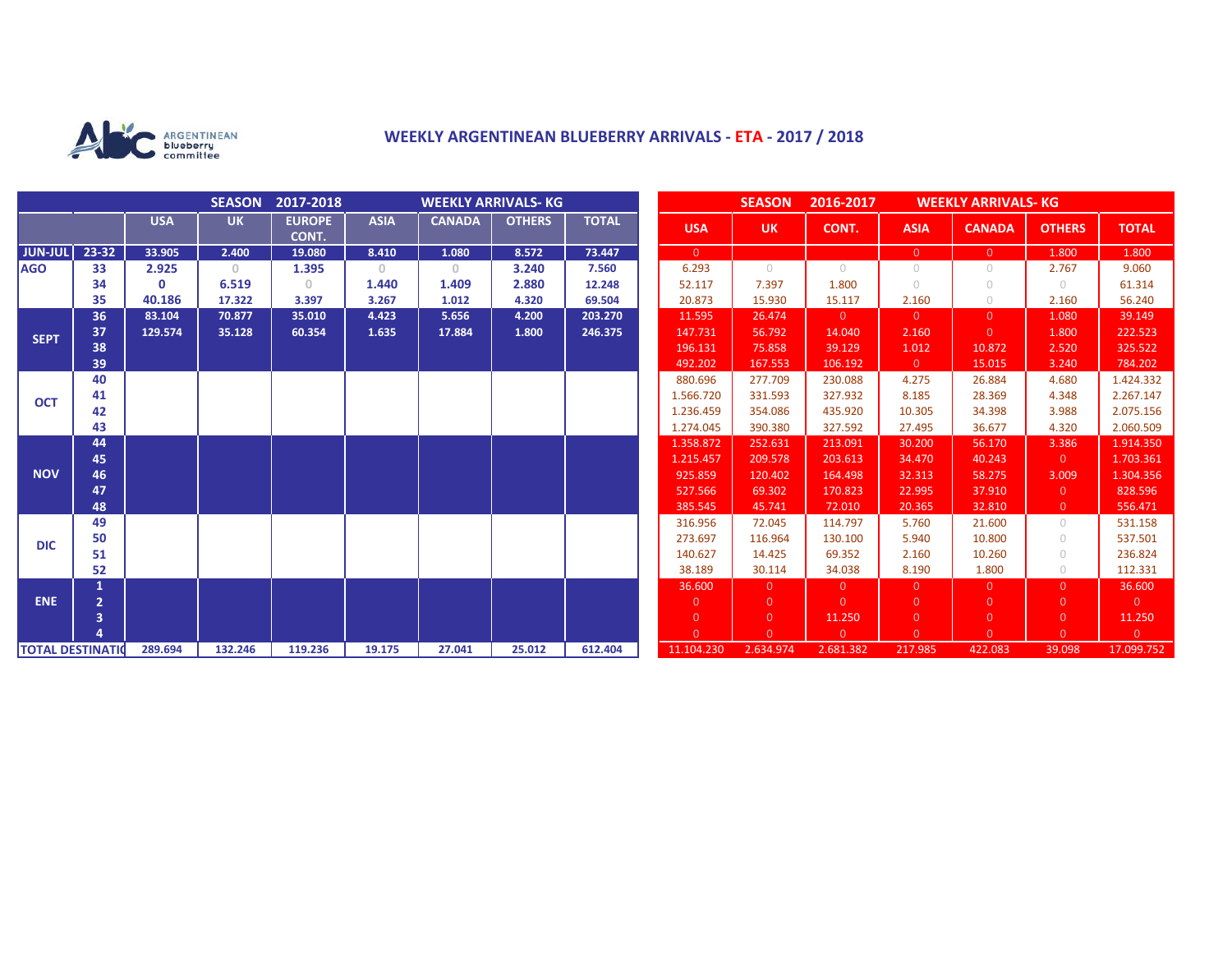ARGENTINEAN blueberry committee

# WEEKLY ARGENTINEAN BLUEBERRY ARRIVALS - ETA - 2017 / 2018

## SEASON 2017-2018 WEEKLY ARRIVALS- KG

| | | USA | UK | EUROPE CONT. | ASIA | CANADA | OTHERS | TOTAL |
|---|---|---|---|---|---|---|---|---|
| JUN-JUL | 23-32 | 33.905 | 2.400 | 19.080 | 8.410 | 1.080 | 8.572 | 73.447 |
| AGO | 33 | 2.925 | 0 | 1.395 | 0 | 0 | 3.240 | 7.560 |
| | 34 | 0 | 6.519 | 0 | 1.440 | 1.409 | 2.880 | 12.248 |
| | 35 | 40.186 | 17.322 | 3.397 | 3.267 | 1.012 | 4.320 | 69.504 |
| SEPT | 36 | 83.104 | 70.877 | 35.010 | 4.423 | 5.656 | 4.200 | 203.270 |
| | 37 | 129.574 | 35.128 | 60.354 | 1.635 | 17.884 | 1.800 | 246.375 |
| | 38 | | | | | | | |
| | 39 | | | | | | | |
| OCT | 40 | | | | | | | |
| | 41 | | | | | | | |
| | 42 | | | | | | | |
| | 43 | | | | | | | |
| NOV | 44 | | | | | | | |
| | 45 | | | | | | | |
| | 46 | | | | | | | |
| | 47 | | | | | | | |
| | 48 | | | | | | | |
| DIC | 49 | | | | | | | |
| | 50 | | | | | | | |
| | 51 | | | | | | | |
| | 52 | | | | | | | |
| ENE | 1 | | | | | | | |
| | 2 | | | | | | | |
| | 3 | | | | | | | |
| | 4 | | | | | | | |
| TOTAL DESTINATIO | | 289.694 | 132.246 | 119.236 | 19.175 | 27.041 | 25.012 | 612.404 |

## SEASON 2016-2017 WEEKLY ARRIVALS- KG

| | | USA | UK | CONT. | ASIA | CANADA | OTHERS | TOTAL |
|---|---|---|---|---|---|---|---|---|
| JUN-JUL | 23-32 | 0 | | | 0 | 0 | 1.800 | 1.800 |
| AGO | 33 | 6.293 | 0 | 0 | 0 | 0 | 2.767 | 9.060 |
| | 34 | 52.117 | 7.397 | 1.800 | 0 | 0 | 0 | 61.314 |
| | 35 | 20.873 | 15.930 | 15.117 | 2.160 | 0 | 2.160 | 56.240 |
| SEPT | 36 | 11.595 | 26.474 | 0 | 0 | 0 | 1.080 | 39.149 |
| | 37 | 147.731 | 56.792 | 14.040 | 2.160 | 0 | 1.800 | 222.523 |
| | 38 | 196.131 | 75.858 | 39.129 | 1.012 | 10.872 | 2.520 | 325.522 |
| | 39 | 492.202 | 167.553 | 106.192 | 0 | 15.015 | 3.240 | 784.202 |
| OCT | 40 | 880.696 | 277.709 | 230.088 | 4.275 | 26.884 | 4.680 | 1.424.332 |
| | 41 | 1.566.720 | 331.593 | 327.932 | 8.185 | 28.369 | 4.348 | 2.267.147 |
| | 42 | 1.236.459 | 354.086 | 435.920 | 10.305 | 34.398 | 3.988 | 2.075.156 |
| | 43 | 1.274.045 | 390.380 | 327.592 | 27.495 | 36.677 | 4.320 | 2.060.509 |
| NOV | 44 | 1.358.872 | 252.631 | 213.091 | 30.200 | 56.170 | 3.386 | 1.914.350 |
| | 45 | 1.215.457 | 209.578 | 203.613 | 34.470 | 40.243 | 0 | 1.703.361 |
| | 46 | 925.859 | 120.402 | 164.498 | 32.313 | 58.275 | 3.009 | 1.304.356 |
| | 47 | 527.566 | 69.302 | 170.823 | 22.995 | 37.910 | 0 | 828.596 |
| | 48 | 385.545 | 45.741 | 72.010 | 20.365 | 32.810 | 0 | 556.471 |
| DIC | 49 | 316.956 | 72.045 | 114.797 | 5.760 | 21.600 | 0 | 531.158 |
| | 50 | 273.697 | 116.964 | 130.100 | 5.940 | 10.800 | 0 | 537.501 |
| | 51 | 140.627 | 14.425 | 69.352 | 2.160 | 10.260 | 0 | 236.824 |
| | 52 | 38.189 | 30.114 | 34.038 | 8.190 | 1.800 | 0 | 112.331 |
| ENE | 1 | 36.600 | 0 | 0 | 0 | 0 | 0 | 36.600 |
| | 2 | 0 | 0 | 0 | 0 | 0 | 0 | 0 |
| | 3 | 0 | 0 | 11.250 | 0 | 0 | 0 | 11.250 |
| | 4 | 0 | 0 | 0 | 0 | 0 | 0 | 0 |
| TOTAL DESTINATIO | | 11.104.230 | 2.634.974 | 2.681.382 | 217.985 | 422.083 | 39.098 | 17.099.752 |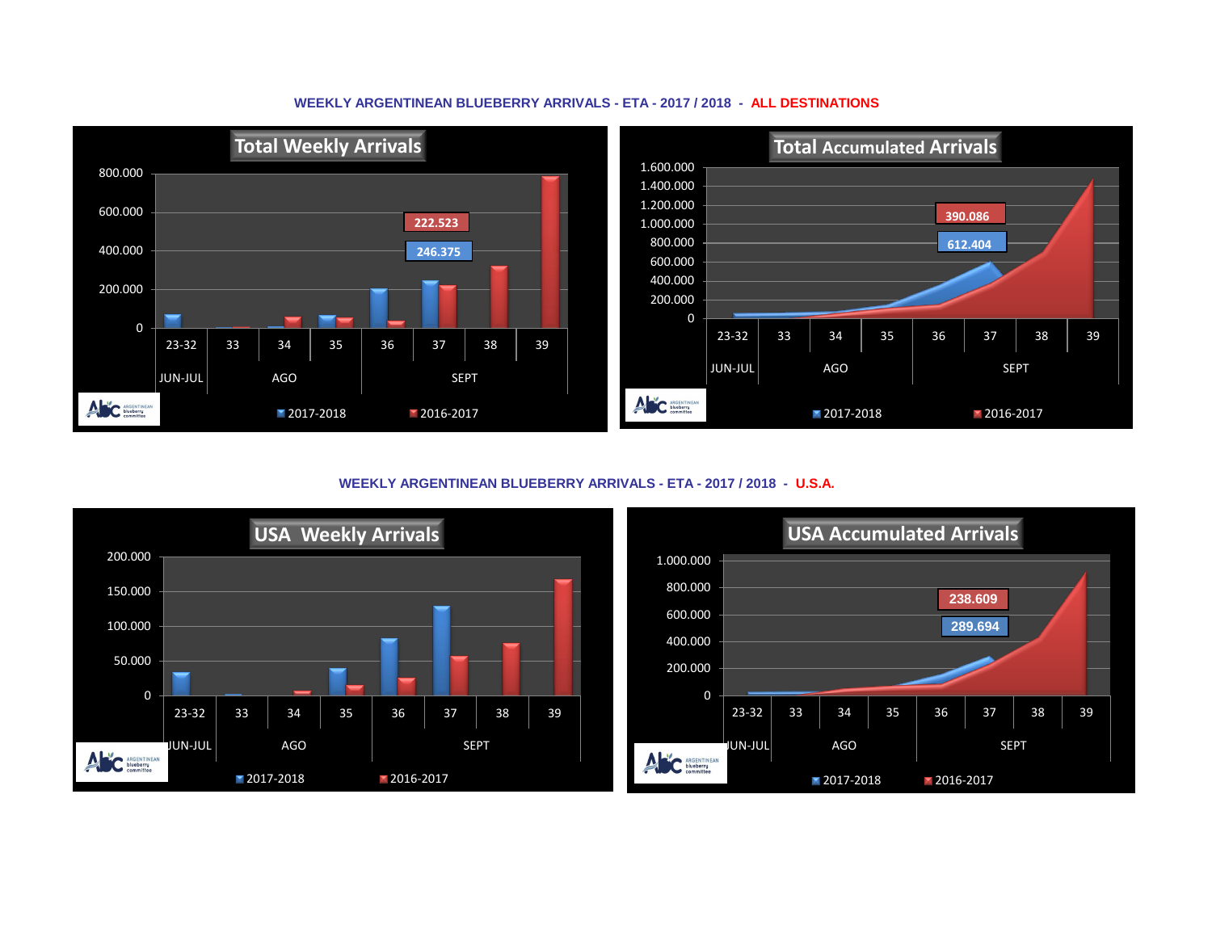## WEEKLY ARGENTINEAN BLUEBERRY ARRIVALS - ETA - 2017 / 2018 - ALL DESTINATIONS

**Total Weekly Arrivals**

222.523

246.375

| 23-32 | 33 | 34 | 35 | 36 | 37 | 38 | 39 |
|---|---|---|---|---|---|---|---|
| JUN-JUL | AGO | | | SEPT | | | |

2017-2018 | 2016-2017

**Total Accumulated Arrivals**

390.086

612.404

| 23-32 | 33 | 34 | 35 | 36 | 37 | 38 | 39 |
|---|---|---|---|---|---|---|---|
| JUN-JUL | AGO | | | SEPT | | | |

2017-2018 | 2016-2017

## WEEKLY ARGENTINEAN BLUEBERRY ARRIVALS - ETA - 2017 / 2018 - U.S.A.

**USA Weekly Arrivals**

| 23-32 | 33 | 34 | 35 | 36 | 37 | 38 | 39 |
|---|---|---|---|---|---|---|---|
| JUN-JUL | AGO | | | SEPT | | | |

2017-2018 | 2016-2017

**USA Accumulated Arrivals**

238.609

289.694

| 23-32 | 33 | 34 | 35 | 36 | 37 | 38 | 39 |
|---|---|---|---|---|---|---|---|
| JUN-JUL | AGO | | | SEPT | | | |

2017-2018 | 2016-2017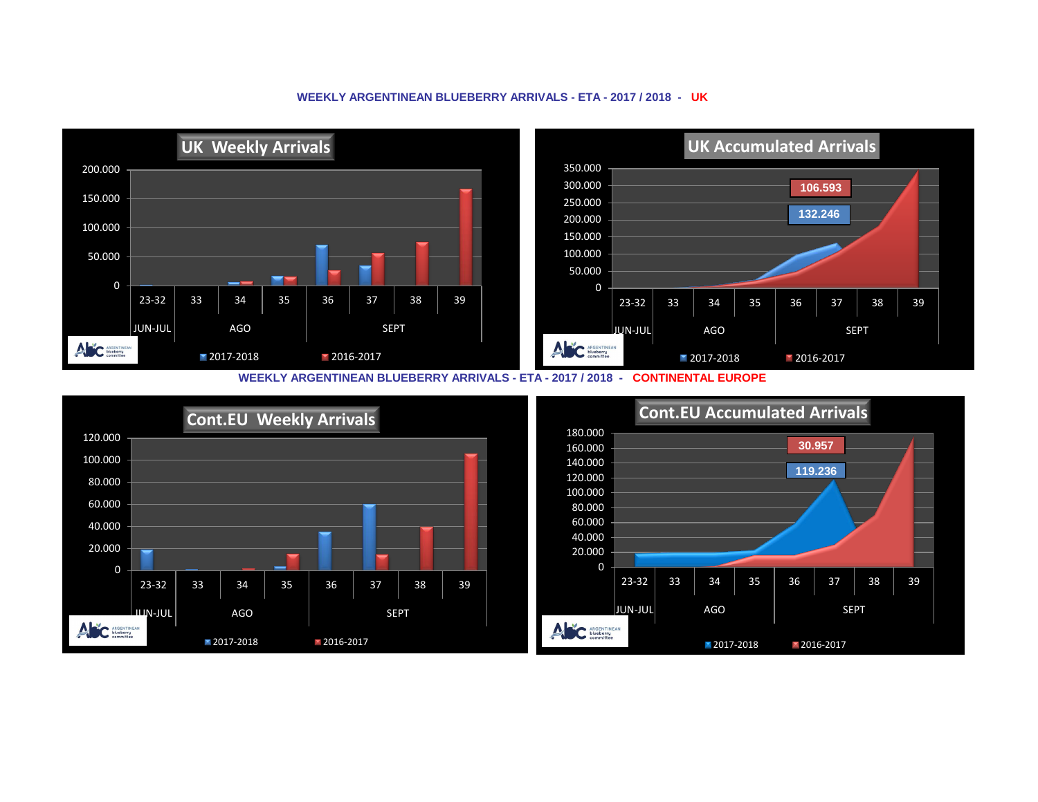**WEEKLY ARGENTINEAN BLUEBERRY ARRIVALS - ETA - 2017 / 2018 - UK**

**UK Weekly Arrivals**

200.000
150.000
100.000
50.000
0

23-32 | 33 | 34 | 35 | 36 | 37 | 38 | 39

JUN-JUL | AGO | SEPT

2017-2018 | 2016-2017

**UK Accumulated Arrivals**

350.000
300.000
250.000
200.000
150.000
100.000
50.000
0

106.593

132.246

23-32 | 33 | 34 | 35 | 36 | 37 | 38 | 39

JUN-JUL | AGO | SEPT

2017-2018 | 2016-2017

**WEEKLY ARGENTINEAN BLUEBERRY ARRIVALS - ETA - 2017 / 2018 - CONTINENTAL EUROPE**

**Cont.EU Weekly Arrivals**

120.000
100.000
80.000
60.000
40.000
20.000
0

23-32 | 33 | 34 | 35 | 36 | 37 | 38 | 39

JUN-JUL | AGO | SEPT

2017-2018 | 2016-2017

**Cont.EU Accumulated Arrivals**

180.000
160.000
140.000
120.000
100.000
80.000
60.000
40.000
20.000
0

30.957

119.236

23-32 | 33 | 34 | 35 | 36 | 37 | 38 | 39

JUN-JUL | AGO | SEPT

2017-2018 | 2016-2017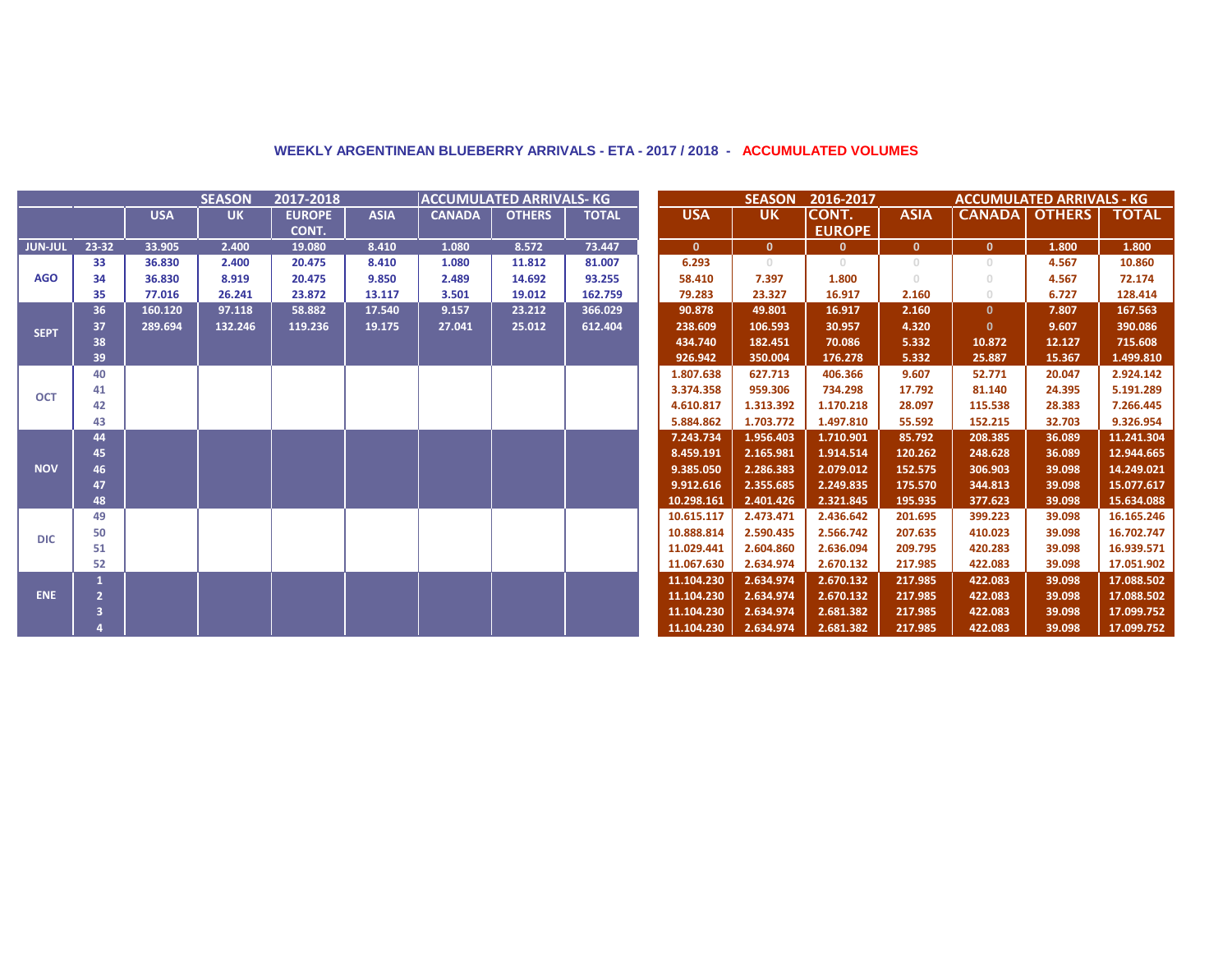### WEEKLY ARGENTINEAN BLUEBERRY ARRIVALS - ETA - 2017 / 2018 - ACCUMULATED VOLUMES

| | | SEASON 2017-2018 | | | | ACCUMULATED ARRIVALS- KG | | | SEASON 2016-2017 | | | | ACCUMULATED ARRIVALS - KG | | |
|---|---|---|---|---|---|---|---|---|---|---|---|---|---|---|---|
| | | USA | UK | EUROPE CONT. | ASIA | CANADA | OTHERS | TOTAL | USA | UK | CONT. EUROPE | ASIA | CANADA | OTHERS | TOTAL |
| JUN-JUL | 23-32 | 33.905 | 2.400 | 19.080 | 8.410 | 1.080 | 8.572 | 73.447 | 0 | 0 | 0 | 0 | 0 | 1.800 | 1.800 |
| AGO | 33 | 36.830 | 2.400 | 20.475 | 8.410 | 1.080 | 11.812 | 81.007 | 6.293 | 0 | 0 | 0 | 0 | 4.567 | 10.860 |
| | 34 | 36.830 | 8.919 | 20.475 | 9.850 | 2.489 | 14.692 | 93.255 | 58.410 | 7.397 | 1.800 | 0 | 0 | 4.567 | 72.174 |
| | 35 | 77.016 | 26.241 | 23.872 | 13.117 | 3.501 | 19.012 | 162.759 | 79.283 | 23.327 | 16.917 | 2.160 | 0 | 6.727 | 128.414 |
| SEPT | 36 | 160.120 | 97.118 | 58.882 | 17.540 | 9.157 | 23.212 | 366.029 | 90.878 | 49.801 | 16.917 | 2.160 | 0 | 7.807 | 167.563 |
| | 37 | 289.694 | 132.246 | 119.236 | 19.175 | 27.041 | 25.012 | 612.404 | 238.609 | 106.593 | 30.957 | 4.320 | 0 | 9.607 | 390.086 |
| | 38 | | | | | | | | 434.740 | 182.451 | 70.086 | 5.332 | 10.872 | 12.127 | 715.608 |
| | 39 | | | | | | | | 926.942 | 350.004 | 176.278 | 5.332 | 25.887 | 15.367 | 1.499.810 |
| OCT | 40 | | | | | | | | 1.807.638 | 627.713 | 406.366 | 9.607 | 52.771 | 20.047 | 2.924.142 |
| | 41 | | | | | | | | 3.374.358 | 959.306 | 734.298 | 17.792 | 81.140 | 24.395 | 5.191.289 |
| | 42 | | | | | | | | 4.610.817 | 1.313.392 | 1.170.218 | 28.097 | 115.538 | 28.383 | 7.266.445 |
| | 43 | | | | | | | | 5.884.862 | 1.703.772 | 1.497.810 | 55.592 | 152.215 | 32.703 | 9.326.954 |
| NOV | 44 | | | | | | | | 7.243.734 | 1.956.403 | 1.710.901 | 85.792 | 208.385 | 36.089 | 11.241.304 |
| | 45 | | | | | | | | 8.459.191 | 2.165.981 | 1.914.514 | 120.262 | 248.628 | 36.089 | 12.944.665 |
| | 46 | | | | | | | | 9.385.050 | 2.286.383 | 2.079.012 | 152.575 | 306.903 | 39.098 | 14.249.021 |
| | 47 | | | | | | | | 9.912.616 | 2.355.685 | 2.249.835 | 175.570 | 344.813 | 39.098 | 15.077.617 |
| | 48 | | | | | | | | 10.298.161 | 2.401.426 | 2.321.845 | 195.935 | 377.623 | 39.098 | 15.634.088 |
| DIC | 49 | | | | | | | | 10.615.117 | 2.473.471 | 2.436.642 | 201.695 | 399.223 | 39.098 | 16.165.246 |
| | 50 | | | | | | | | 10.888.814 | 2.590.435 | 2.566.742 | 207.635 | 410.023 | 39.098 | 16.702.747 |
| | 51 | | | | | | | | 11.029.441 | 2.604.860 | 2.636.094 | 209.795 | 420.283 | 39.098 | 16.939.571 |
| | 52 | | | | | | | | 11.067.630 | 2.634.974 | 2.670.132 | 217.985 | 422.083 | 39.098 | 17.051.902 |
| ENE | 1 | | | | | | | | 11.104.230 | 2.634.974 | 2.670.132 | 217.985 | 422.083 | 39.098 | 17.088.502 |
| | 2 | | | | | | | | 11.104.230 | 2.634.974 | 2.670.132 | 217.985 | 422.083 | 39.098 | 17.088.502 |
| | 3 | | | | | | | | 11.104.230 | 2.634.974 | 2.681.382 | 217.985 | 422.083 | 39.098 | 17.099.752 |
| | 4 | | | | | | | | 11.104.230 | 2.634.974 | 2.681.382 | 217.985 | 422.083 | 39.098 | 17.099.752 |